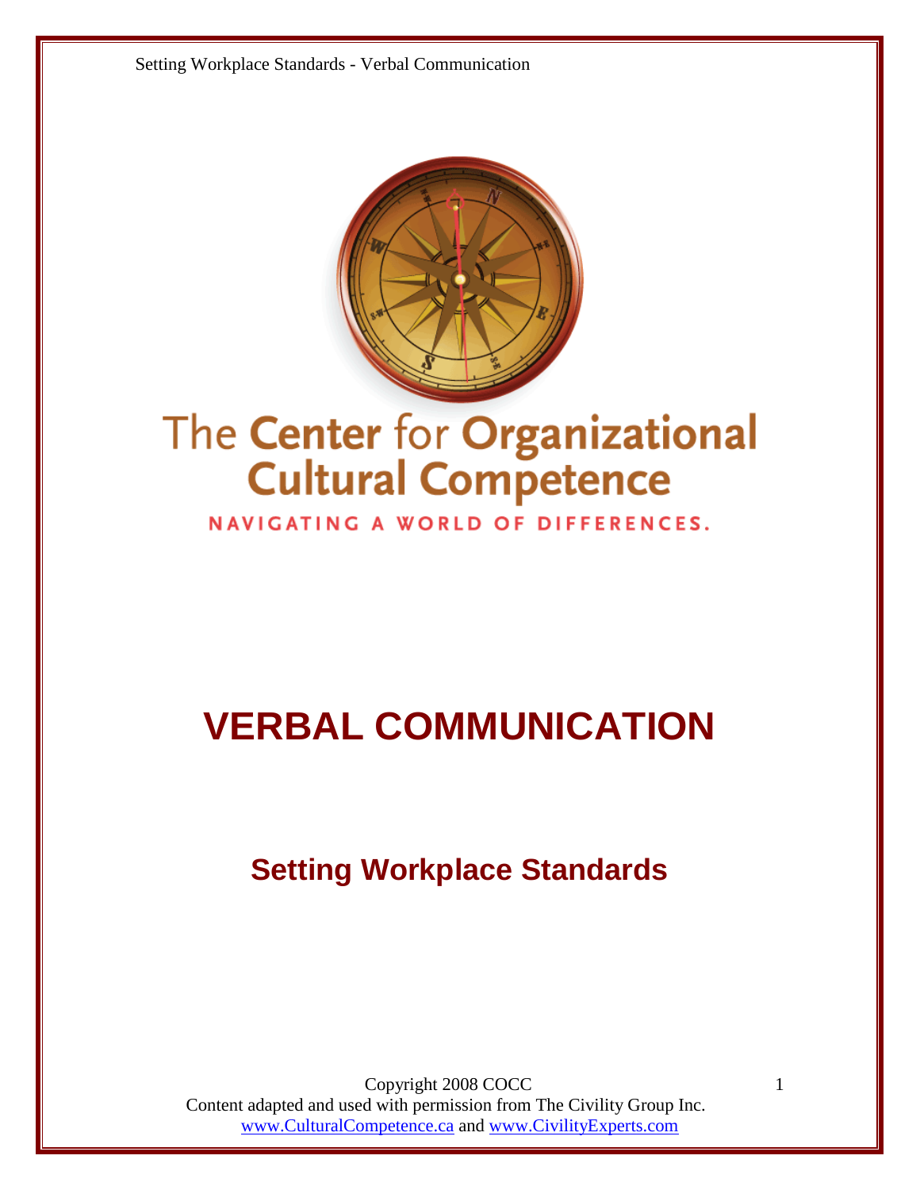The Center for Organizational Cultural Competence

NAVIGATING A WORLD OF DIFFERENCES.

# VERBAL COMMUNICATION

## Setting Workplace Standards

Copyright 2008 COCC

Content adapted and used with permission from The Civility Group Inc.

www.CulturalCompetence.ca and www.CivilityExperts.com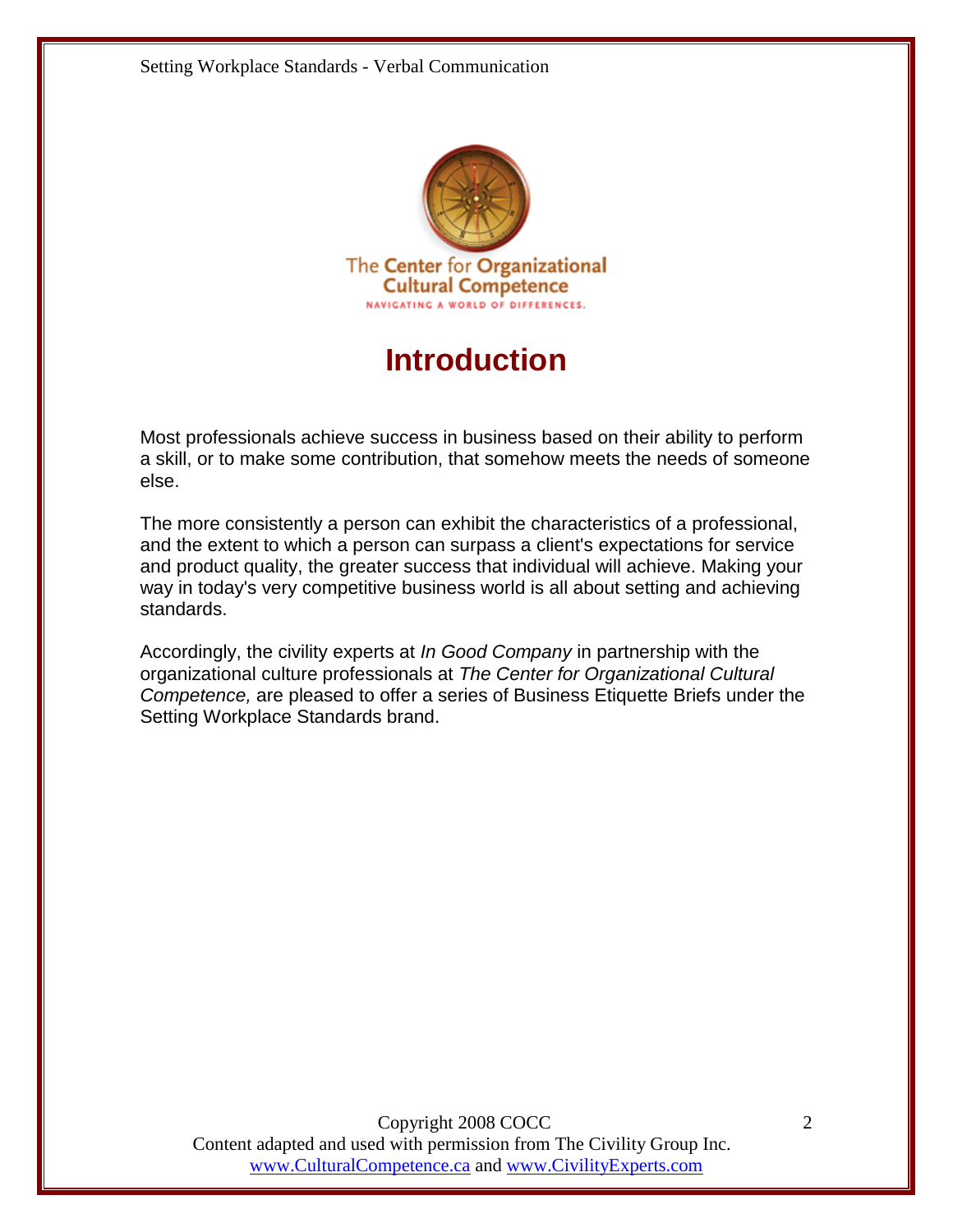# Introduction

Most professionals achieve success in business based on their ability to perform a skill, or to make some contribution, that somehow meets the needs of someone else.

The more consistently a person can exhibit the characteristics of a professional, and the extent to which a person can surpass a client's expectations for service and product quality, the greater success that individual will achieve. Making your way in today's very competitive business world is all about setting and achieving standards.

Accordingly, the civility experts at *In Good Company* in partnership with the organizational culture professionals at *The Center for Organizational Cultural Competence,* are pleased to offer a series of Business Etiquette Briefs under the Setting Workplace Standards brand.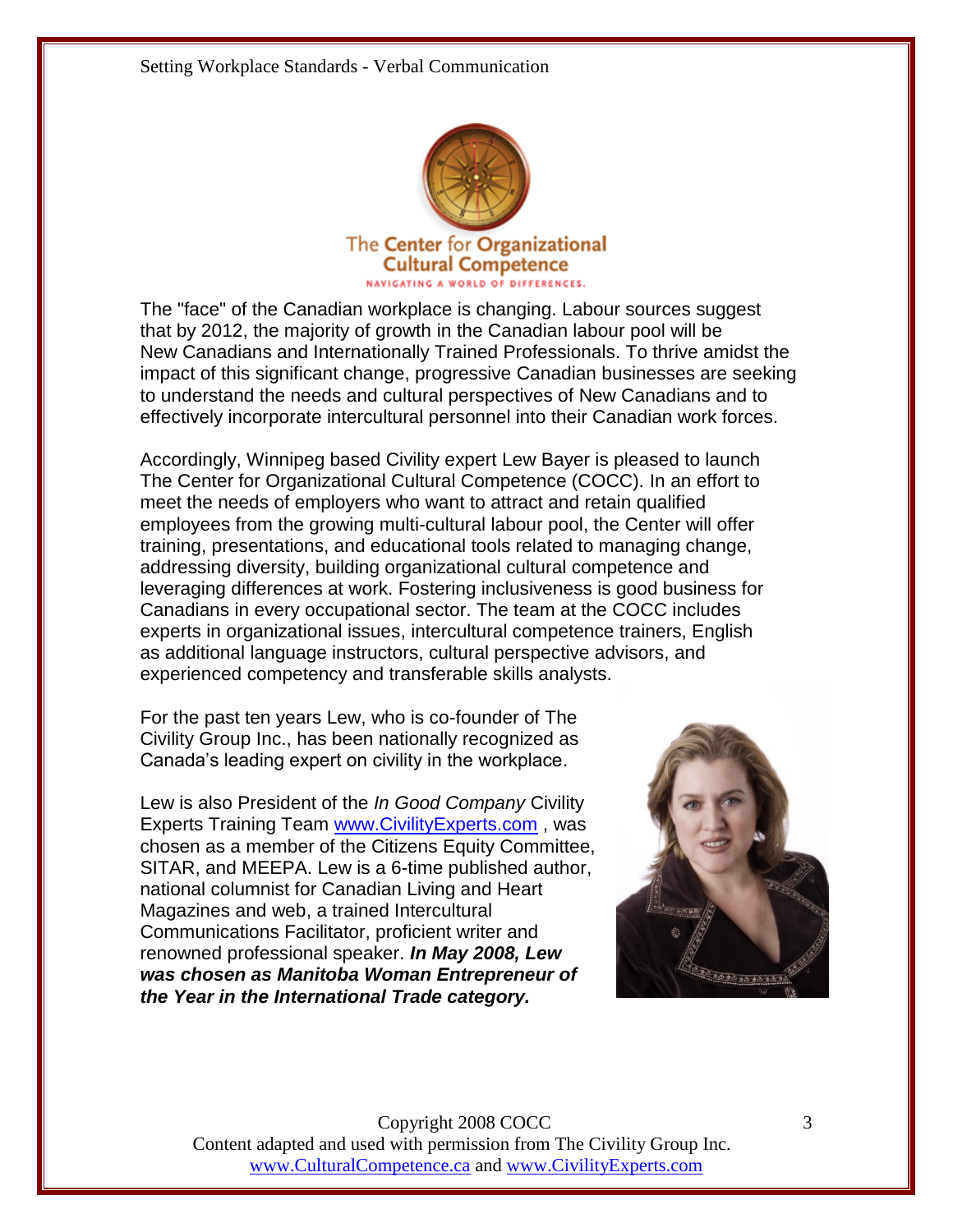The Center for Organizational Cultural Competence

NAVIGATING A WORLD OF DIFFERENCES.

The "face" of the Canadian workplace is changing. Labour sources suggest that by 2012, the majority of growth in the Canadian labour pool will be New Canadians and Internationally Trained Professionals. To thrive amidst the impact of this significant change, progressive Canadian businesses are seeking to understand the needs and cultural perspectives of New Canadians and to effectively incorporate intercultural personnel into their Canadian work forces.

Accordingly, Winnipeg based Civility expert Lew Bayer is pleased to launch The Center for Organizational Cultural Competence (COCC). In an effort to meet the needs of employers who want to attract and retain qualified employees from the growing multi-cultural labour pool, the Center will offer training, presentations, and educational tools related to managing change, addressing diversity, building organizational cultural competence and leveraging differences at work. Fostering inclusiveness is good business for Canadians in every occupational sector. The team at the COCC includes experts in organizational issues, intercultural competence trainers, English as additional language instructors, cultural perspective advisors, and experienced competency and transferable skills analysts.

For the past ten years Lew, who is co-founder of The Civility Group Inc., has been nationally recognized as Canada's leading expert on civility in the workplace.

Lew is also President of the *In Good Company* Civility Experts Training Team www.CivilityExperts.com , was chosen as a member of the Citizens Equity Committee, SITAR, and MEEPA. Lew is a 6-time published author, national columnist for Canadian Living and Heart Magazines and web, a trained Intercultural Communications Facilitator, proficient writer and renowned professional speaker. ***In May 2008, Lew was chosen as Manitoba Woman Entrepreneur of the Year in the International Trade category.***

Copyright 2008 COCC
Content adapted and used with permission from The Civility Group Inc.
www.CulturalCompetence.ca and www.CivilityExperts.com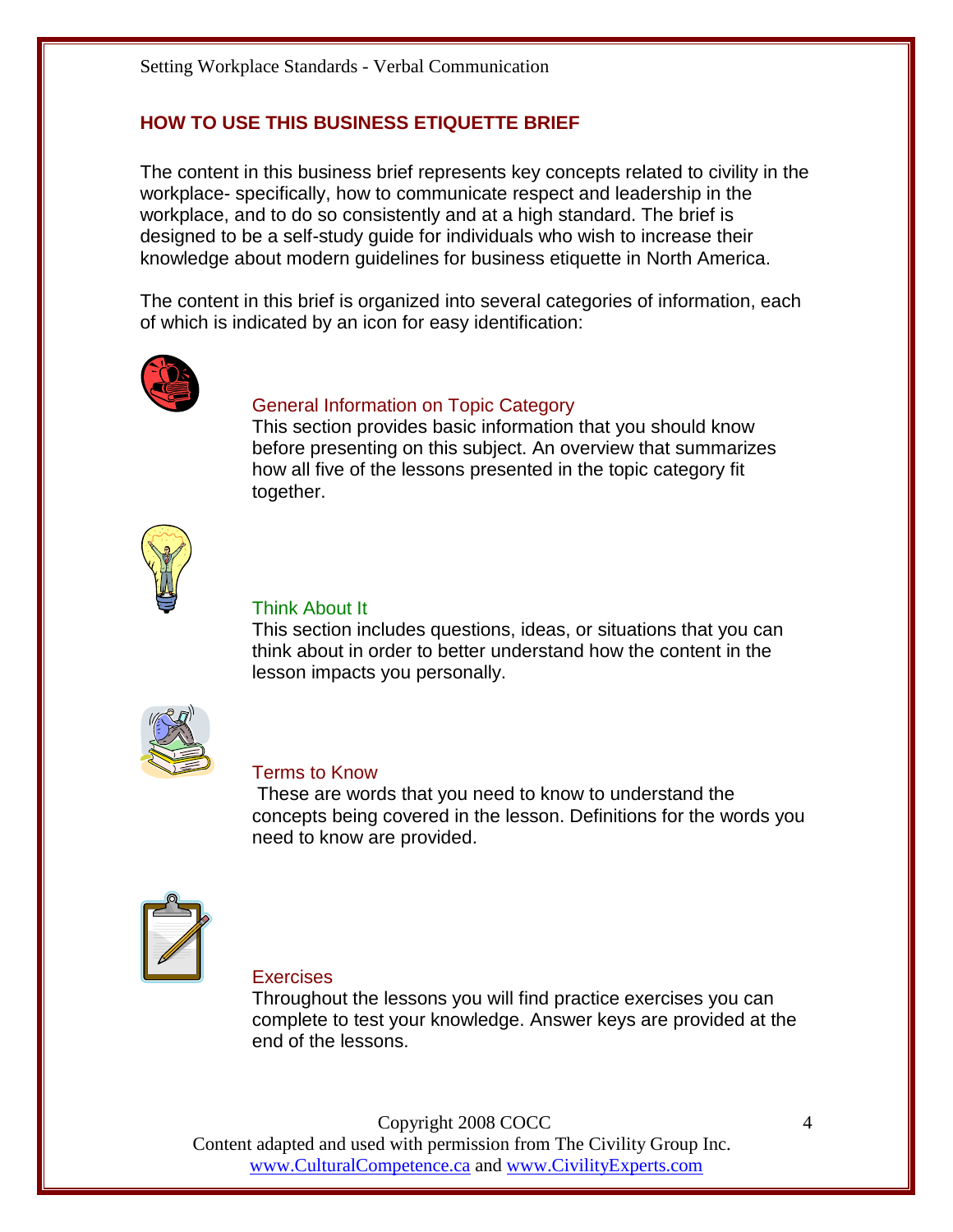## HOW TO USE THIS BUSINESS ETIQUETTE BRIEF

The content in this business brief represents key concepts related to civility in the workplace- specifically, how to communicate respect and leadership in the workplace, and to do so consistently and at a high standard. The brief is designed to be a self-study guide for individuals who wish to increase their knowledge about modern guidelines for business etiquette in North America.

The content in this brief is organized into several categories of information, each of which is indicated by an icon for easy identification:

### General Information on Topic Category

This section provides basic information that you should know before presenting on this subject. An overview that summarizes how all five of the lessons presented in the topic category fit together.

### Think About It

This section includes questions, ideas, or situations that you can think about in order to better understand how the content in the lesson impacts you personally.

### Terms to Know

These are words that you need to know to understand the concepts being covered in the lesson. Definitions for the words you need to know are provided.

### Exercises

Throughout the lessons you will find practice exercises you can complete to test your knowledge. Answer keys are provided at the end of the lessons.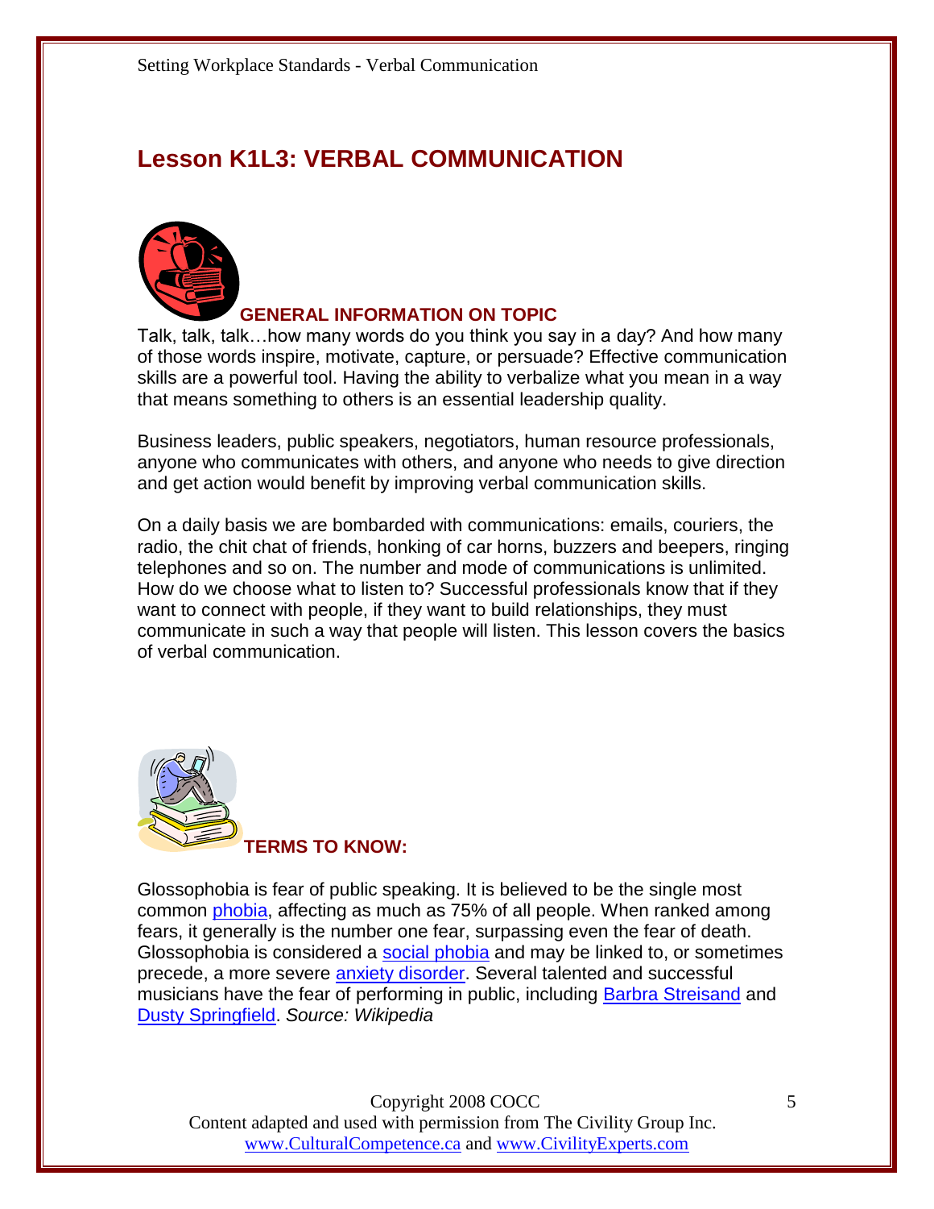# Lesson K1L3: VERBAL COMMUNICATION

## GENERAL INFORMATION ON TOPIC

Talk, talk, talk…how many words do you think you say in a day? And how many of those words inspire, motivate, capture, or persuade? Effective communication skills are a powerful tool. Having the ability to verbalize what you mean in a way that means something to others is an essential leadership quality.

Business leaders, public speakers, negotiators, human resource professionals, anyone who communicates with others, and anyone who needs to give direction and get action would benefit by improving verbal communication skills.

On a daily basis we are bombarded with communications: emails, couriers, the radio, the chit chat of friends, honking of car horns, buzzers and beepers, ringing telephones and so on. The number and mode of communications is unlimited. How do we choose what to listen to? Successful professionals know that if they want to connect with people, if they want to build relationships, they must communicate in such a way that people will listen. This lesson covers the basics of verbal communication.

## TERMS TO KNOW:

Glossophobia is fear of public speaking. It is believed to be the single most common phobia, affecting as much as 75% of all people. When ranked among fears, it generally is the number one fear, surpassing even the fear of death. Glossophobia is considered a social phobia and may be linked to, or sometimes precede, a more severe anxiety disorder. Several talented and successful musicians have the fear of performing in public, including Barbra Streisand and Dusty Springfield. *Source: Wikipedia*

Copyright 2008 COCC
Content adapted and used with permission from The Civility Group Inc.
www.CulturalCompetence.ca and www.CivilityExperts.com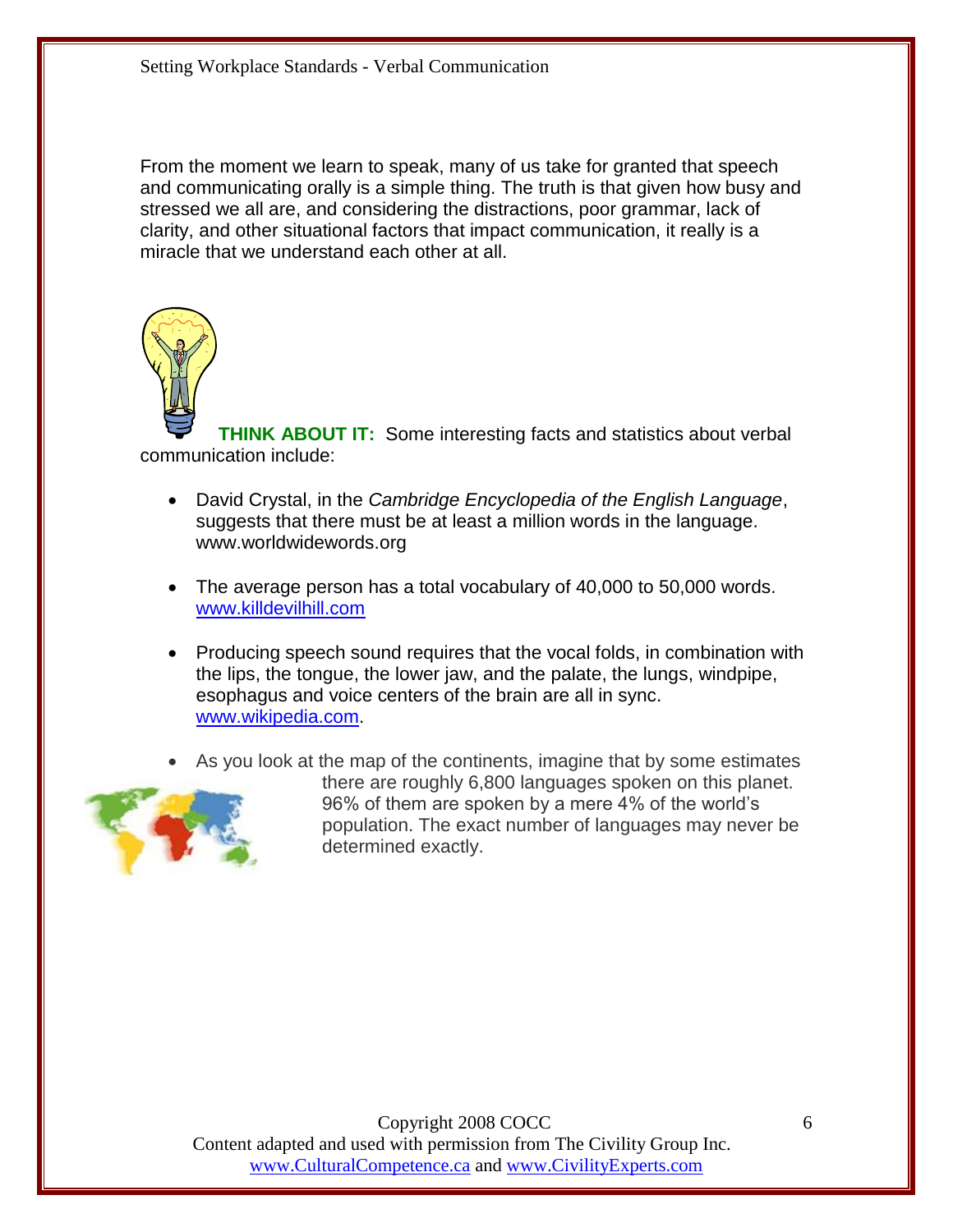From the moment we learn to speak, many of us take for granted that speech and communicating orally is a simple thing. The truth is that given how busy and stressed we all are, and considering the distractions, poor grammar, lack of clarity, and other situational factors that impact communication, it really is a miracle that we understand each other at all.

**THINK ABOUT IT:** Some interesting facts and statistics about verbal communication include:

- David Crystal, in the *Cambridge Encyclopedia of the English Language*, suggests that there must be at least a million words in the language. www.worldwidewords.org
- The average person has a total vocabulary of 40,000 to 50,000 words. www.killdevilhill.com
- Producing speech sound requires that the vocal folds, in combination with the lips, the tongue, the lower jaw, and the palate, the lungs, windpipe, esophagus and voice centers of the brain are all in sync. www.wikipedia.com.
- As you look at the map of the continents, imagine that by some estimates there are roughly 6,800 languages spoken on this planet. 96% of them are spoken by a mere 4% of the world's population. The exact number of languages may never be determined exactly.

Copyright 2008 COCC
Content adapted and used with permission from The Civility Group Inc.
www.CulturalCompetence.ca and www.CivilityExperts.com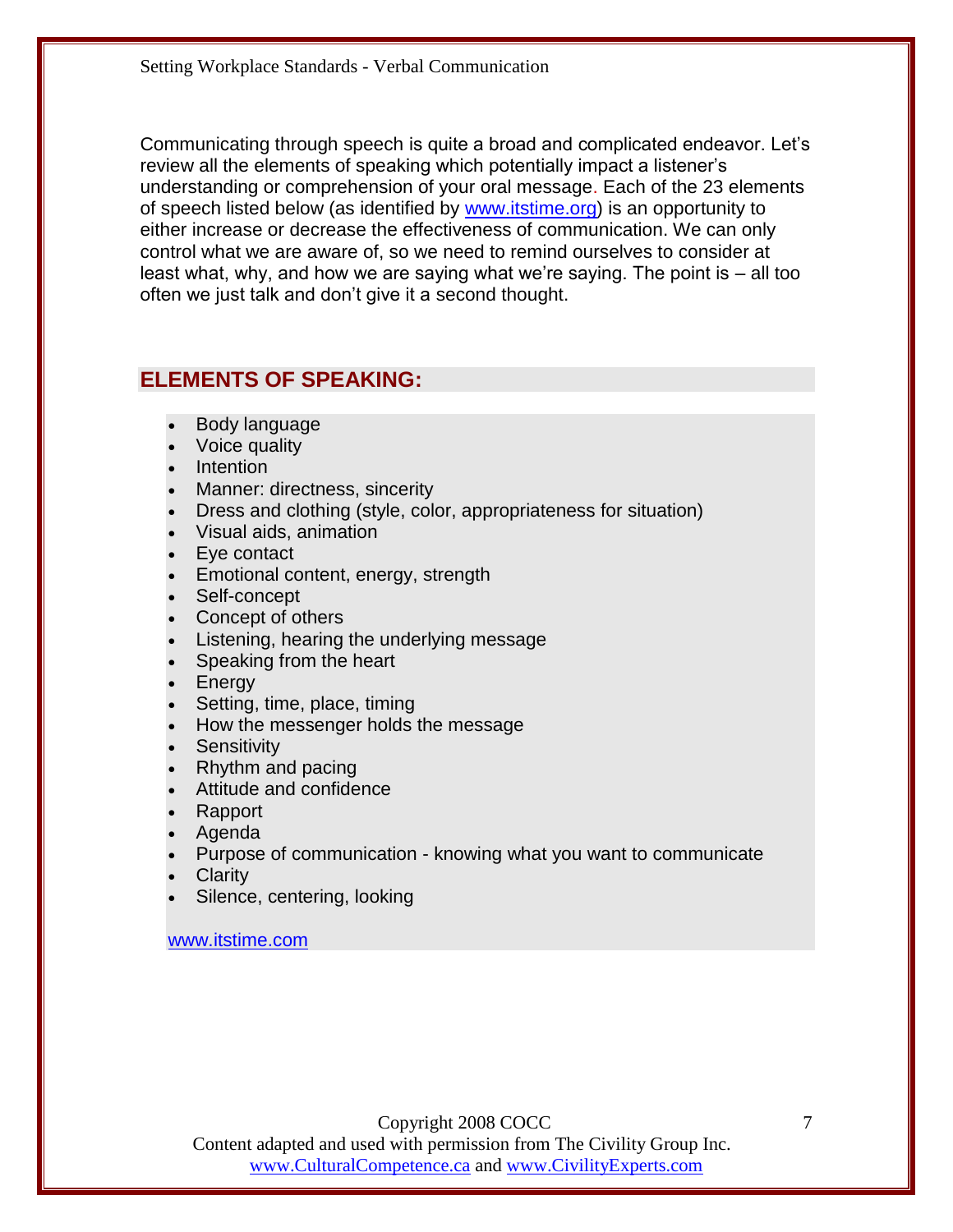Communicating through speech is quite a broad and complicated endeavor. Let's review all the elements of speaking which potentially impact a listener's understanding or comprehension of your oral message. Each of the 23 elements of speech listed below (as identified by www.itstime.org) is an opportunity to either increase or decrease the effectiveness of communication. We can only control what we are aware of, so we need to remind ourselves to consider at least what, why, and how we are saying what we're saying. The point is – all too often we just talk and don't give it a second thought.

## ELEMENTS OF SPEAKING:

- Body language
- Voice quality
- Intention
- Manner: directness, sincerity
- Dress and clothing (style, color, appropriateness for situation)
- Visual aids, animation
- Eye contact
- Emotional content, energy, strength
- Self-concept
- Concept of others
- Listening, hearing the underlying message
- Speaking from the heart
- Energy
- Setting, time, place, timing
- How the messenger holds the message
- Sensitivity
- Rhythm and pacing
- Attitude and confidence
- Rapport
- Agenda
- Purpose of communication - knowing what you want to communicate
- Clarity
- Silence, centering, looking

www.itstime.com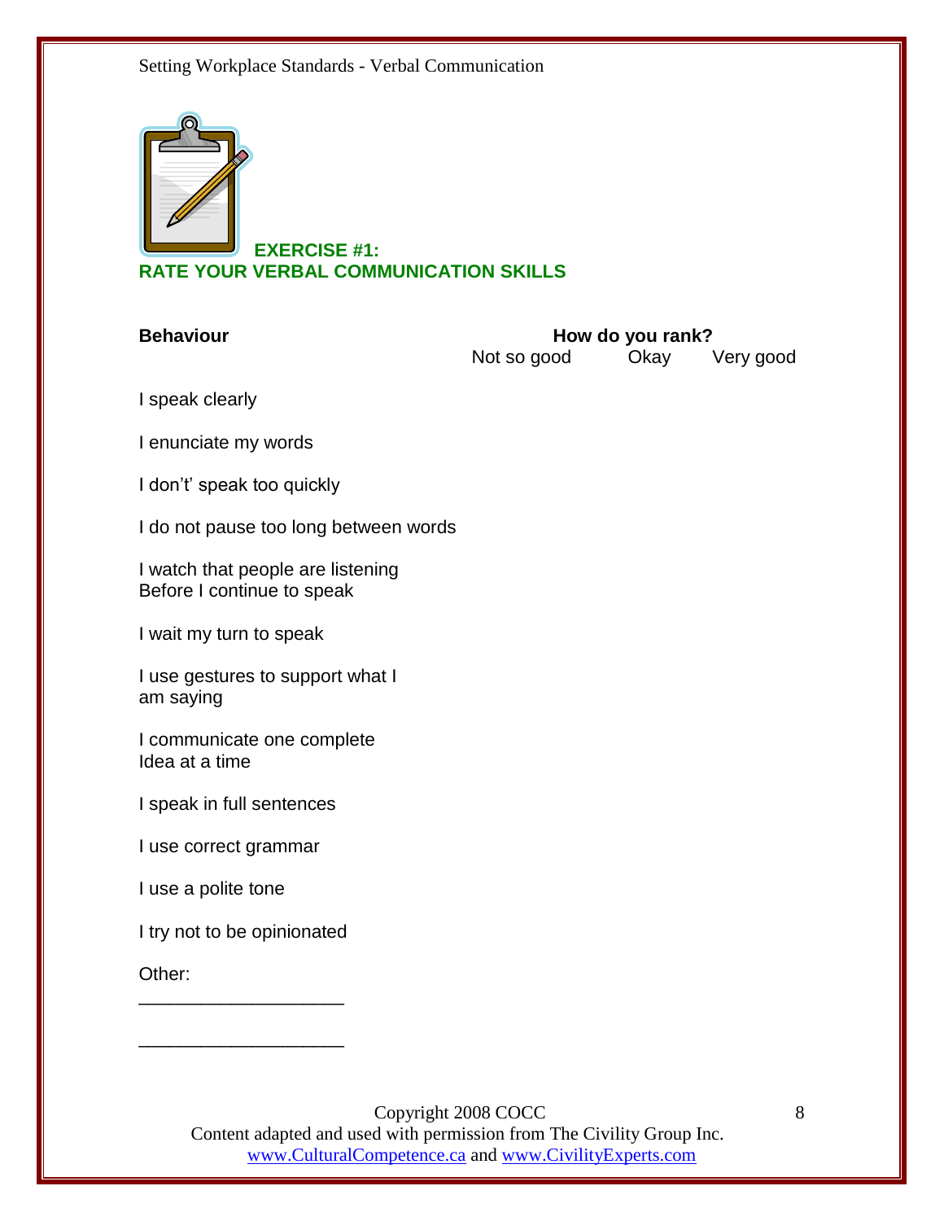## EXERCISE #1:
## RATE YOUR VERBAL COMMUNICATION SKILLS

| Behaviour | How do you rank? Not so good | Okay | Very good |
| --- | --- | --- | --- |
| I speak clearly | | | |
| I enunciate my words | | | |
| I don't' speak too quickly | | | |
| I do not pause too long between words | | | |
| I watch that people are listening Before I continue to speak | | | |
| I wait my turn to speak | | | |
| I use gestures to support what I am saying | | | |
| I communicate one complete Idea at a time | | | |
| I speak in full sentences | | | |
| I use correct grammar | | | |
| I use a polite tone | | | |
| I try not to be opinionated | | | |
| Other: ____________________ | | | |
| ____________________ | | | |

Copyright 2008 COCC
Content adapted and used with permission from The Civility Group Inc.
www.CulturalCompetence.ca and www.CivilityExperts.com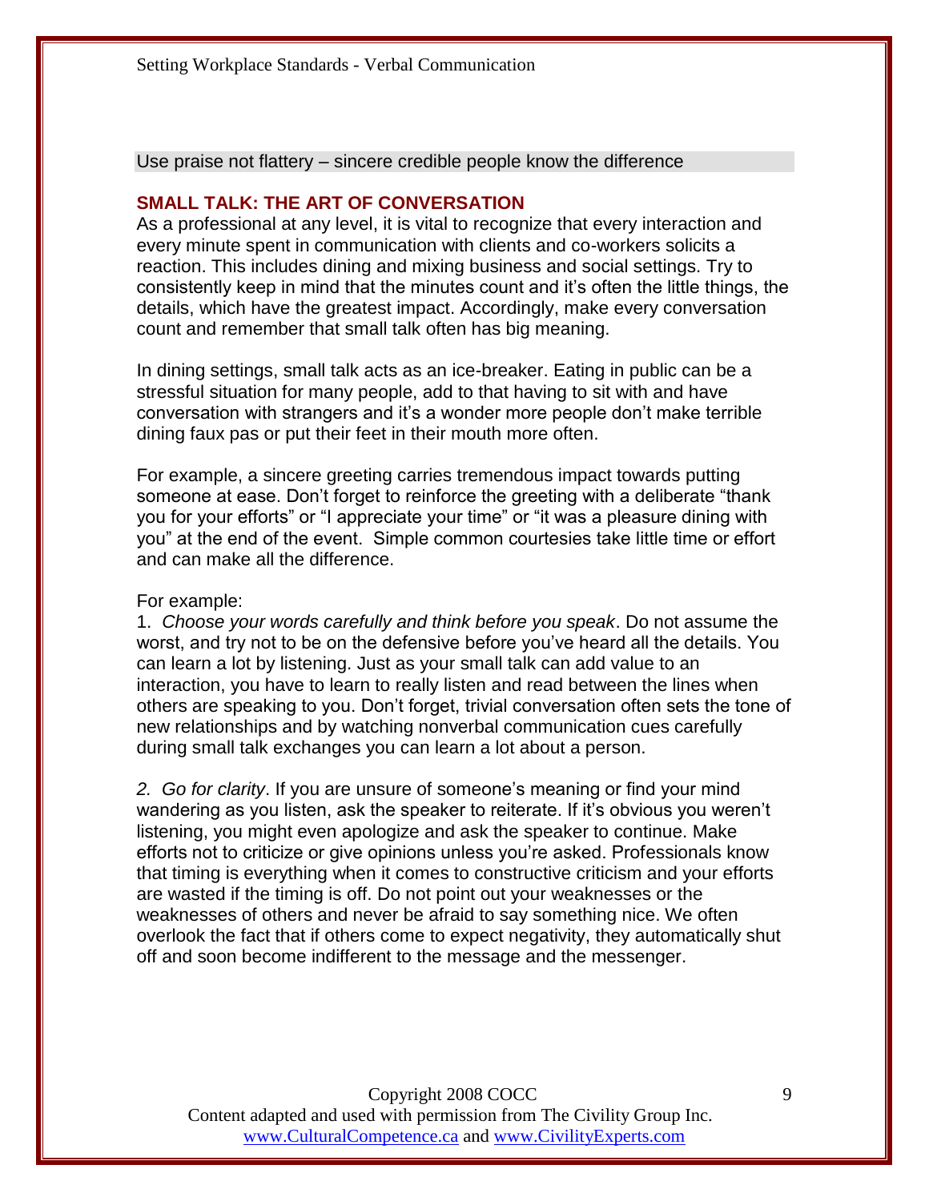Use praise not flattery – sincere credible people know the difference

## SMALL TALK: THE ART OF CONVERSATION

As a professional at any level, it is vital to recognize that every interaction and every minute spent in communication with clients and co-workers solicits a reaction. This includes dining and mixing business and social settings. Try to consistently keep in mind that the minutes count and it's often the little things, the details, which have the greatest impact. Accordingly, make every conversation count and remember that small talk often has big meaning.

In dining settings, small talk acts as an ice-breaker. Eating in public can be a stressful situation for many people, add to that having to sit with and have conversation with strangers and it's a wonder more people don't make terrible dining faux pas or put their feet in their mouth more often.

For example, a sincere greeting carries tremendous impact towards putting someone at ease. Don't forget to reinforce the greeting with a deliberate "thank you for your efforts" or "I appreciate your time" or "it was a pleasure dining with you" at the end of the event. Simple common courtesies take little time or effort and can make all the difference.

For example:

1. *Choose your words carefully and think before you speak*. Do not assume the worst, and try not to be on the defensive before you've heard all the details. You can learn a lot by listening. Just as your small talk can add value to an interaction, you have to learn to really listen and read between the lines when others are speaking to you. Don't forget, trivial conversation often sets the tone of new relationships and by watching nonverbal communication cues carefully during small talk exchanges you can learn a lot about a person.

2. *Go for clarity*. If you are unsure of someone's meaning or find your mind wandering as you listen, ask the speaker to reiterate. If it's obvious you weren't listening, you might even apologize and ask the speaker to continue. Make efforts not to criticize or give opinions unless you're asked. Professionals know that timing is everything when it comes to constructive criticism and your efforts are wasted if the timing is off. Do not point out your weaknesses or the weaknesses of others and never be afraid to say something nice. We often overlook the fact that if others come to expect negativity, they automatically shut off and soon become indifferent to the message and the messenger.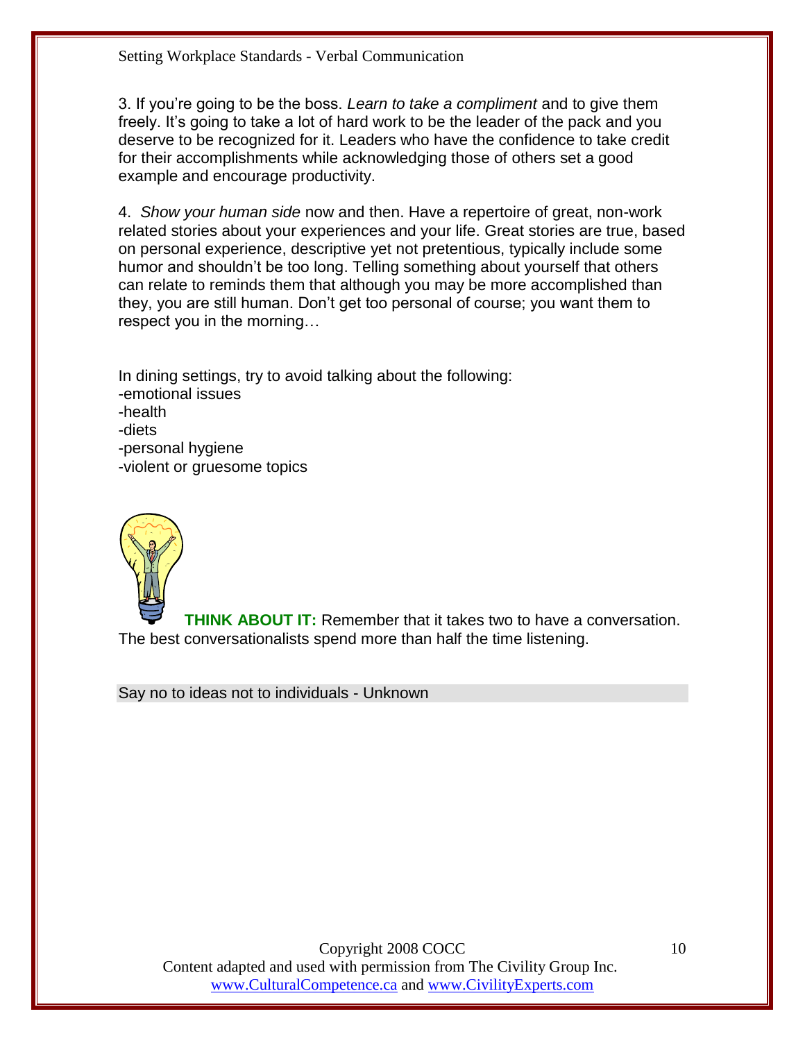3. If you're going to be the boss. *Learn to take a compliment* and to give them freely. It's going to take a lot of hard work to be the leader of the pack and you deserve to be recognized for it. Leaders who have the confidence to take credit for their accomplishments while acknowledging those of others set a good example and encourage productivity.

4. *Show your human side* now and then. Have a repertoire of great, non-work related stories about your experiences and your life. Great stories are true, based on personal experience, descriptive yet not pretentious, typically include some humor and shouldn't be too long. Telling something about yourself that others can relate to reminds them that although you may be more accomplished than they, you are still human. Don't get too personal of course; you want them to respect you in the morning…

In dining settings, try to avoid talking about the following:
-emotional issues
-health
-diets
-personal hygiene
-violent or gruesome topics

**THINK ABOUT IT:** Remember that it takes two to have a conversation. The best conversationalists spend more than half the time listening.

Say no to ideas not to individuals - Unknown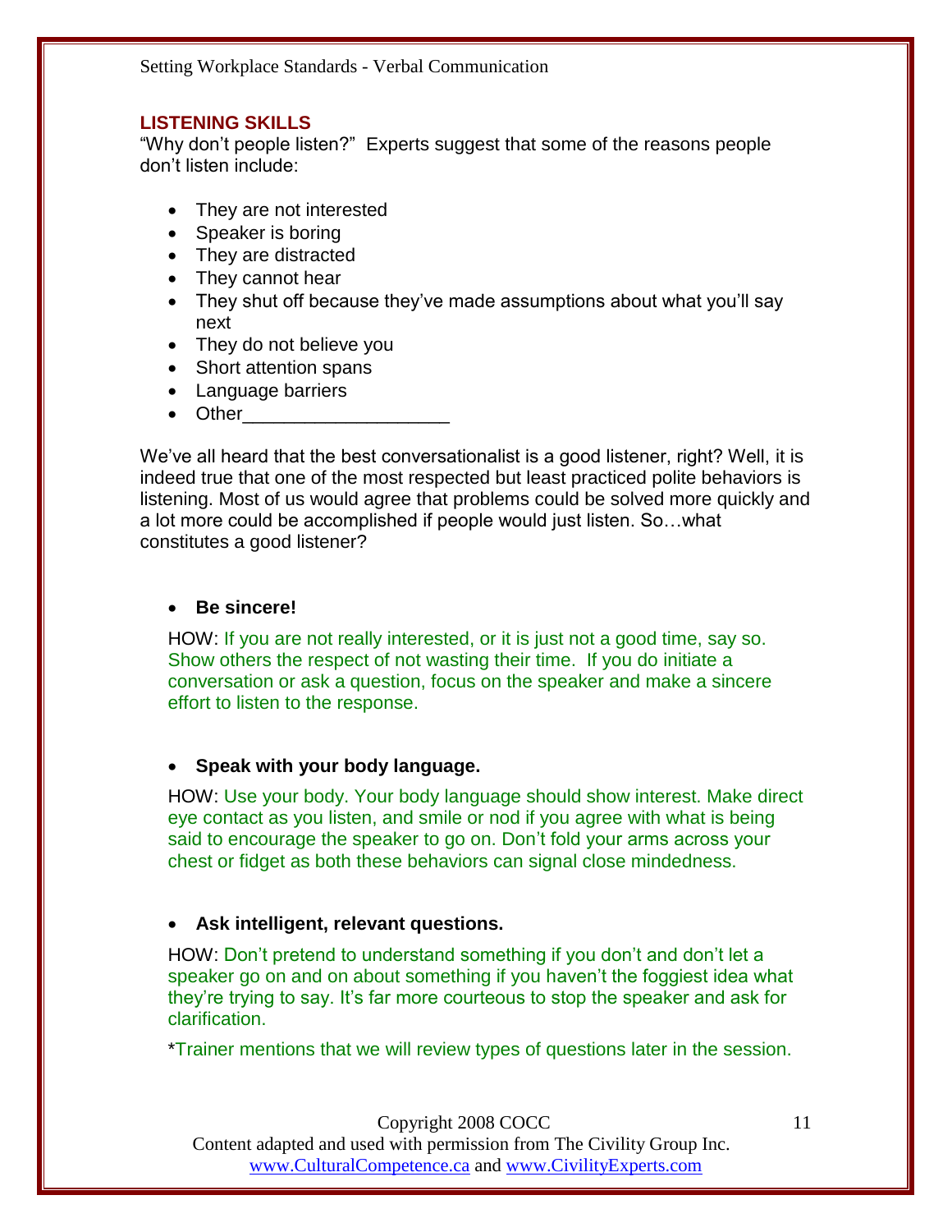## LISTENING SKILLS

"Why don't people listen?" Experts suggest that some of the reasons people don't listen include:

- They are not interested
- Speaker is boring
- They are distracted
- They cannot hear
- They shut off because they've made assumptions about what you'll say next
- They do not believe you
- Short attention spans
- Language barriers
- Other____________________

We've all heard that the best conversationalist is a good listener, right? Well, it is indeed true that one of the most respected but least practiced polite behaviors is listening. Most of us would agree that problems could be solved more quickly and a lot more could be accomplished if people would just listen. So…what constitutes a good listener?

- **Be sincere!**

  HOW: If you are not really interested, or it is just not a good time, say so. Show others the respect of not wasting their time. If you do initiate a conversation or ask a question, focus on the speaker and make a sincere effort to listen to the response.

- **Speak with your body language.**

  HOW: Use your body. Your body language should show interest. Make direct eye contact as you listen, and smile or nod if you agree with what is being said to encourage the speaker to go on. Don't fold your arms across your chest or fidget as both these behaviors can signal close mindedness.

- **Ask intelligent, relevant questions.**

  HOW: Don't pretend to understand something if you don't and don't let a speaker go on and on about something if you haven't the foggiest idea what they're trying to say. It's far more courteous to stop the speaker and ask for clarification.

  *Trainer mentions that we will review types of questions later in the session.

Copyright 2008 COCC
Content adapted and used with permission from The Civility Group Inc.
www.CulturalCompetence.ca and www.CivilityExperts.com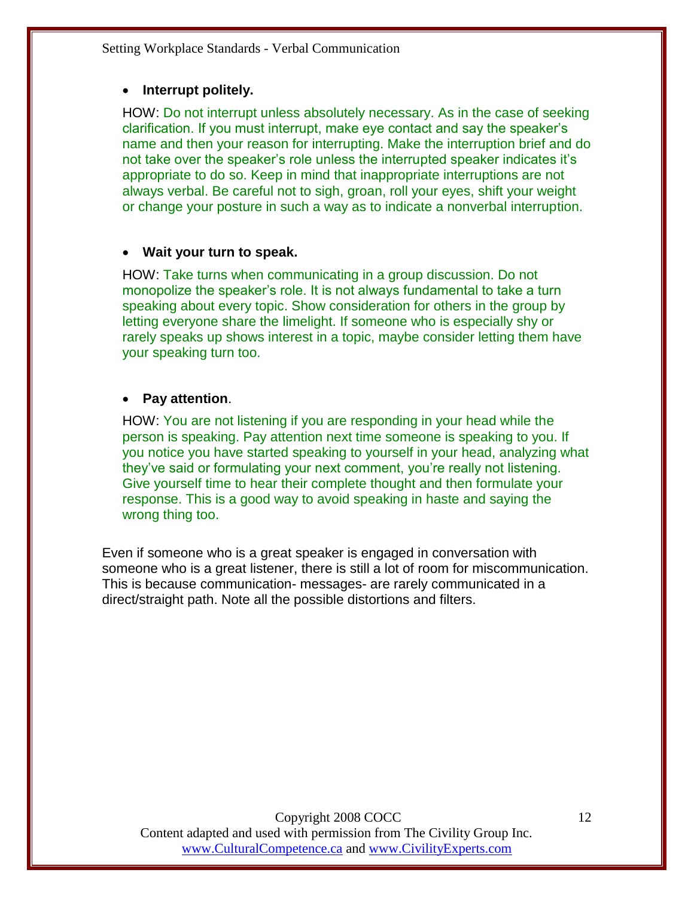- **Interrupt politely.**

  HOW: Do not interrupt unless absolutely necessary. As in the case of seeking clarification. If you must interrupt, make eye contact and say the speaker's name and then your reason for interrupting. Make the interruption brief and do not take over the speaker's role unless the interrupted speaker indicates it's appropriate to do so. Keep in mind that inappropriate interruptions are not always verbal. Be careful not to sigh, groan, roll your eyes, shift your weight or change your posture in such a way as to indicate a nonverbal interruption.

- **Wait your turn to speak.**

  HOW: Take turns when communicating in a group discussion. Do not monopolize the speaker's role. It is not always fundamental to take a turn speaking about every topic. Show consideration for others in the group by letting everyone share the limelight. If someone who is especially shy or rarely speaks up shows interest in a topic, maybe consider letting them have your speaking turn too.

- **Pay attention**.

  HOW: You are not listening if you are responding in your head while the person is speaking. Pay attention next time someone is speaking to you. If you notice you have started speaking to yourself in your head, analyzing what they've said or formulating your next comment, you're really not listening. Give yourself time to hear their complete thought and then formulate your response. This is a good way to avoid speaking in haste and saying the wrong thing too.

Even if someone who is a great speaker is engaged in conversation with someone who is a great listener, there is still a lot of room for miscommunication. This is because communication- messages- are rarely communicated in a direct/straight path. Note all the possible distortions and filters.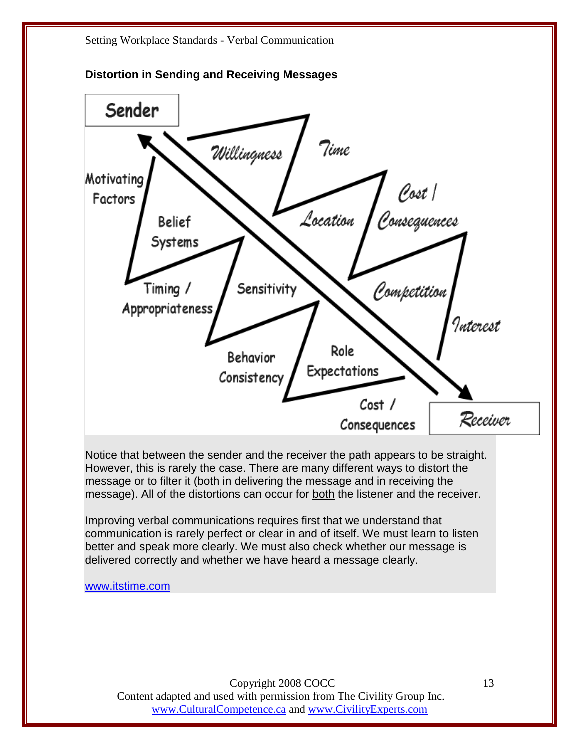### Distortion in Sending and Receiving Messages

Notice that between the sender and the receiver the path appears to be straight. However, this is rarely the case. There are many different ways to distort the message or to filter it (both in delivering the message and in receiving the message). All of the distortions can occur for <u>both</u> the listener and the receiver.

Improving verbal communications requires first that we understand that communication is rarely perfect or clear in and of itself. We must learn to listen better and speak more clearly. We must also check whether our message is delivered correctly and whether we have heard a message clearly.

www.itstime.com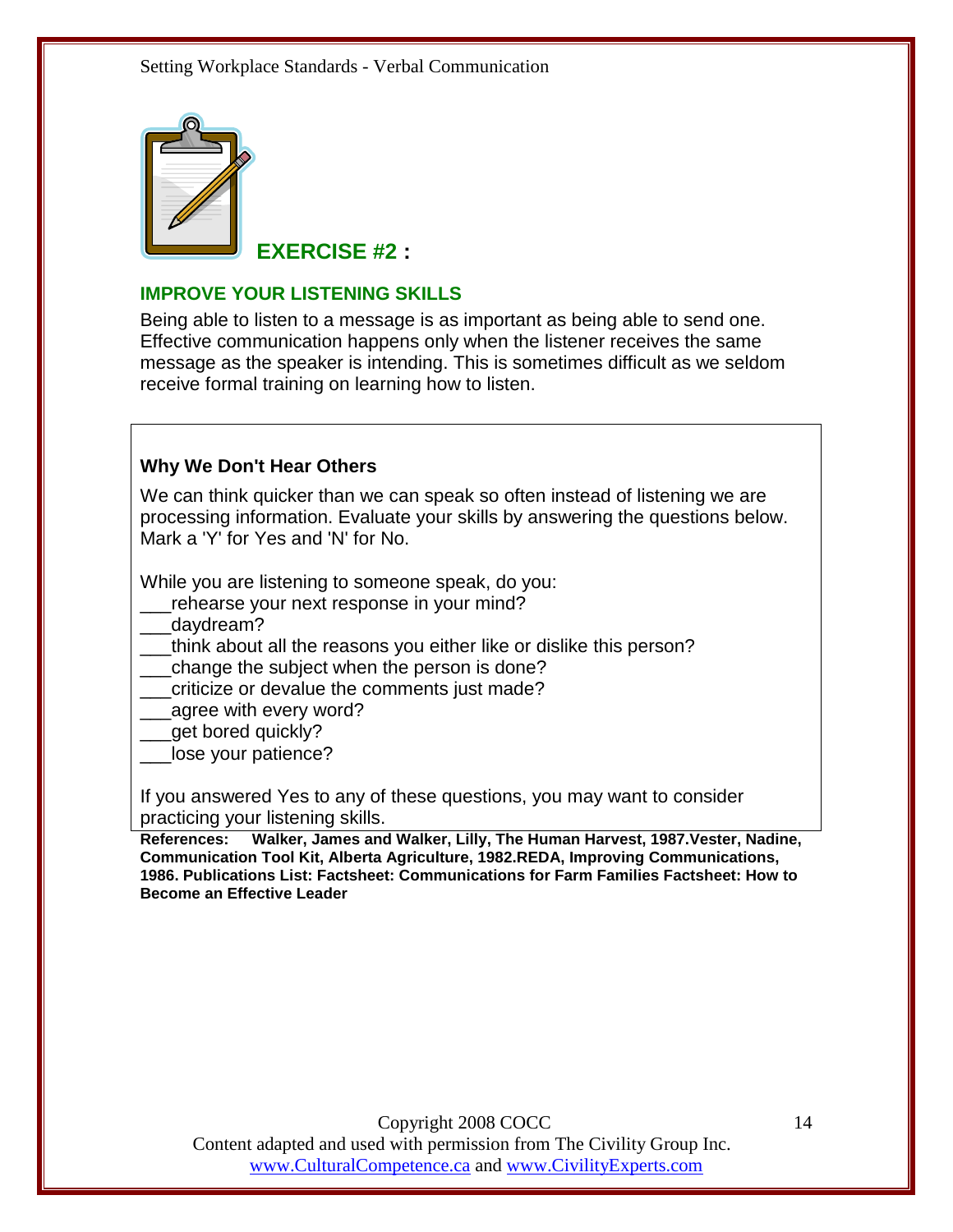## EXERCISE #2 :

### IMPROVE YOUR LISTENING SKILLS

Being able to listen to a message is as important as being able to send one. Effective communication happens only when the listener receives the same message as the speaker is intending. This is sometimes difficult as we seldom receive formal training on learning how to listen.

**Why We Don't Hear Others**

We can think quicker than we can speak so often instead of listening we are processing information. Evaluate your skills by answering the questions below. Mark a 'Y' for Yes and 'N' for No.

While you are listening to someone speak, do you:

___rehearse your next response in your mind?
___daydream?
___think about all the reasons you either like or dislike this person?
___change the subject when the person is done?
___criticize or devalue the comments just made?
___agree with every word?
___get bored quickly?
___lose your patience?

If you answered Yes to any of these questions, you may want to consider practicing your listening skills.

**References: Walker, James and Walker, Lilly, The Human Harvest, 1987.Vester, Nadine, Communication Tool Kit, Alberta Agriculture, 1982.REDA, Improving Communications, 1986. Publications List: Factsheet: Communications for Farm Families Factsheet: How to Become an Effective Leader**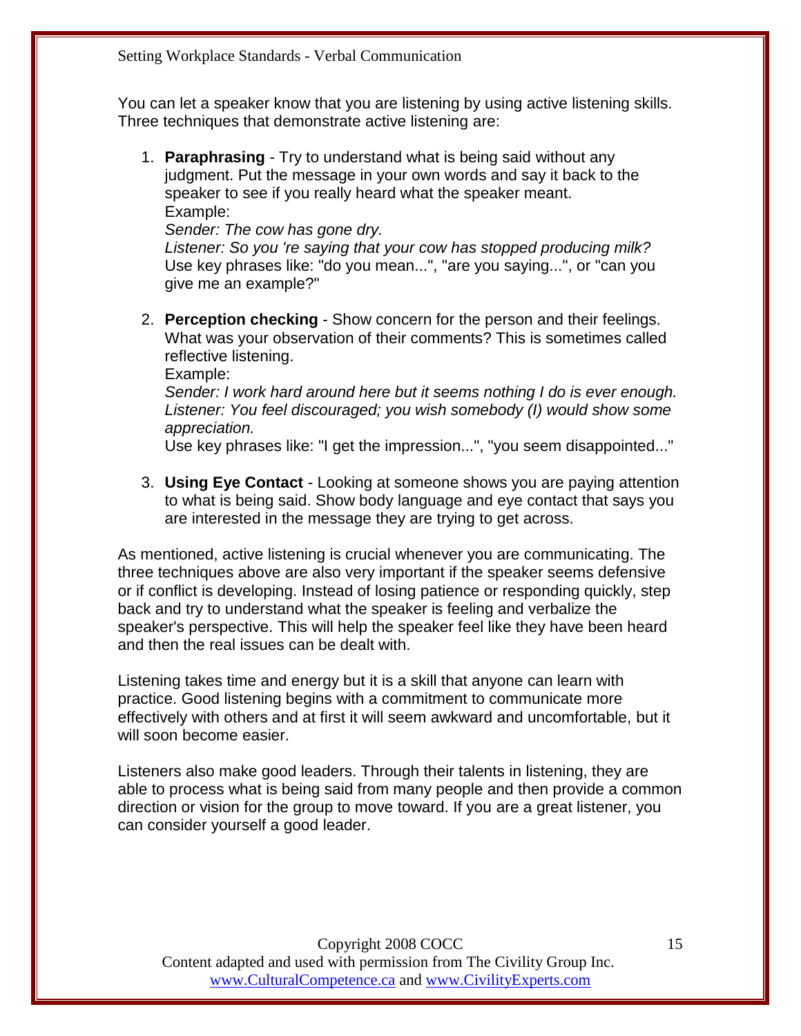You can let a speaker know that you are listening by using active listening skills. Three techniques that demonstrate active listening are:

1. **Paraphrasing** - Try to understand what is being said without any judgment. Put the message in your own words and say it back to the speaker to see if you really heard what the speaker meant.
   Example:
   *Sender: The cow has gone dry.*
   *Listener: So you 're saying that your cow has stopped producing milk?*
   Use key phrases like: "do you mean...", "are you saying...", or "can you give me an example?"

2. **Perception checking** - Show concern for the person and their feelings. What was your observation of their comments? This is sometimes called reflective listening.
   Example:
   *Sender: I work hard around here but it seems nothing I do is ever enough.*
   *Listener: You feel discouraged; you wish somebody (I) would show some appreciation.*
   Use key phrases like: "I get the impression...", "you seem disappointed..."

3. **Using Eye Contact** - Looking at someone shows you are paying attention to what is being said. Show body language and eye contact that says you are interested in the message they are trying to get across.

As mentioned, active listening is crucial whenever you are communicating. The three techniques above are also very important if the speaker seems defensive or if conflict is developing. Instead of losing patience or responding quickly, step back and try to understand what the speaker is feeling and verbalize the speaker's perspective. This will help the speaker feel like they have been heard and then the real issues can be dealt with.

Listening takes time and energy but it is a skill that anyone can learn with practice. Good listening begins with a commitment to communicate more effectively with others and at first it will seem awkward and uncomfortable, but it will soon become easier.

Listeners also make good leaders. Through their talents in listening, they are able to process what is being said from many people and then provide a common direction or vision for the group to move toward. If you are a great listener, you can consider yourself a good leader.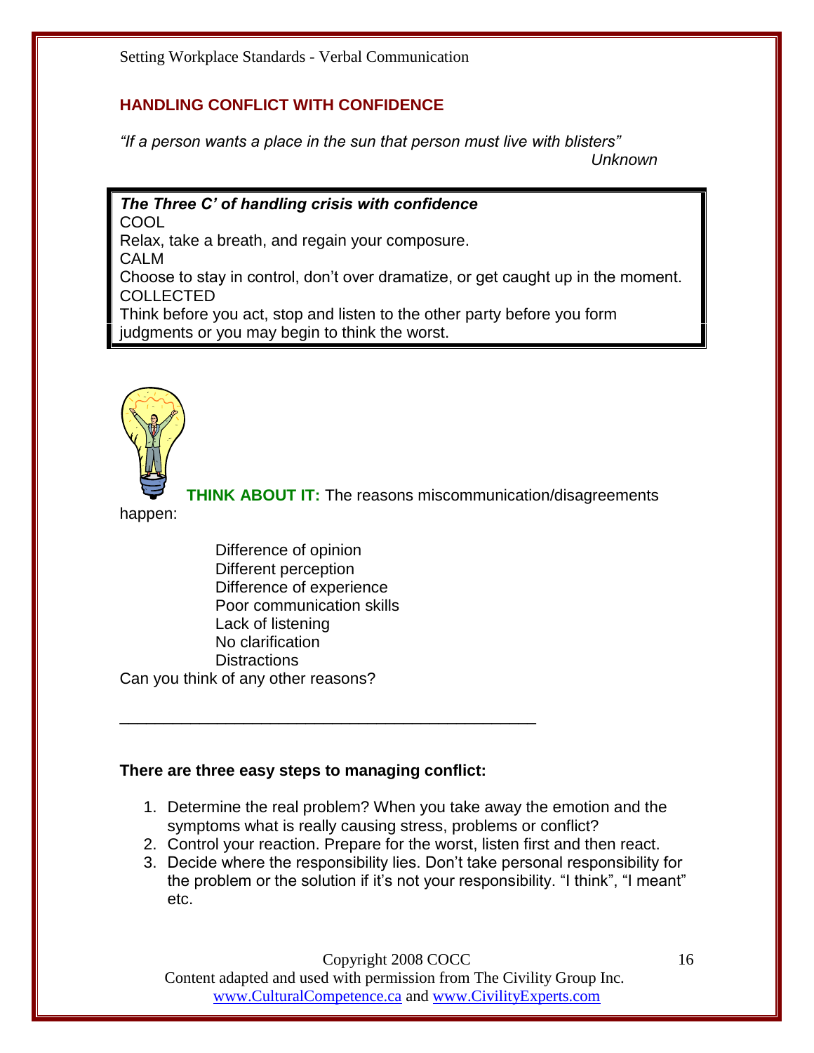## HANDLING CONFLICT WITH CONFIDENCE

*"If a person wants a place in the sun that person must live with blisters"*
*Unknown*

***The Three C' of handling crisis with confidence***
COOL
Relax, take a breath, and regain your composure.
CALM
Choose to stay in control, don't over dramatize, or get caught up in the moment.
COLLECTED
Think before you act, stop and listen to the other party before you form judgments or you may begin to think the worst.

**THINK ABOUT IT:** The reasons miscommunication/disagreements happen:

- Difference of opinion
- Different perception
- Difference of experience
- Poor communication skills
- Lack of listening
- No clarification
- Distractions

Can you think of any other reasons?

_______________________________________________

**There are three easy steps to managing conflict:**

1. Determine the real problem? When you take away the emotion and the symptoms what is really causing stress, problems or conflict?
2. Control your reaction. Prepare for the worst, listen first and then react.
3. Decide where the responsibility lies. Don't take personal responsibility for the problem or the solution if it's not your responsibility. "I think", "I meant" etc.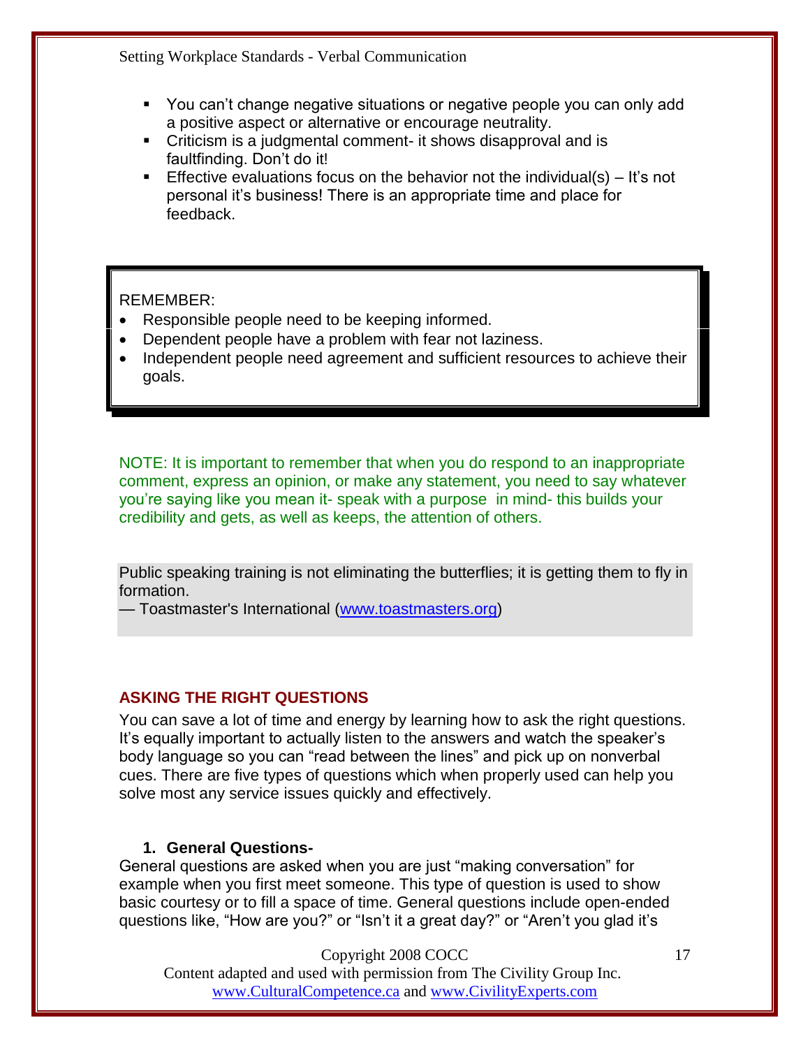- You can't change negative situations or negative people you can only add a positive aspect or alternative or encourage neutrality.
- Criticism is a judgmental comment- it shows disapproval and is faultfinding. Don't do it!
- Effective evaluations focus on the behavior not the individual(s) – It's not personal it's business! There is an appropriate time and place for feedback.

REMEMBER:

- Responsible people need to be keeping informed.
- Dependent people have a problem with fear not laziness.
- Independent people need agreement and sufficient resources to achieve their goals.

NOTE: It is important to remember that when you do respond to an inappropriate comment, express an opinion, or make any statement, you need to say whatever you're saying like you mean it- speak with a purpose in mind- this builds your credibility and gets, as well as keeps, the attention of others.

> Public speaking training is not eliminating the butterflies; it is getting them to fly in formation.
> — Toastmaster's International (www.toastmasters.org)

## ASKING THE RIGHT QUESTIONS

You can save a lot of time and energy by learning how to ask the right questions. It's equally important to actually listen to the answers and watch the speaker's body language so you can "read between the lines" and pick up on nonverbal cues. There are five types of questions which when properly used can help you solve most any service issues quickly and effectively.

### 1. General Questions-

General questions are asked when you are just "making conversation" for example when you first meet someone. This type of question is used to show basic courtesy or to fill a space of time. General questions include open-ended questions like, "How are you?" or "Isn't it a great day?" or "Aren't you glad it's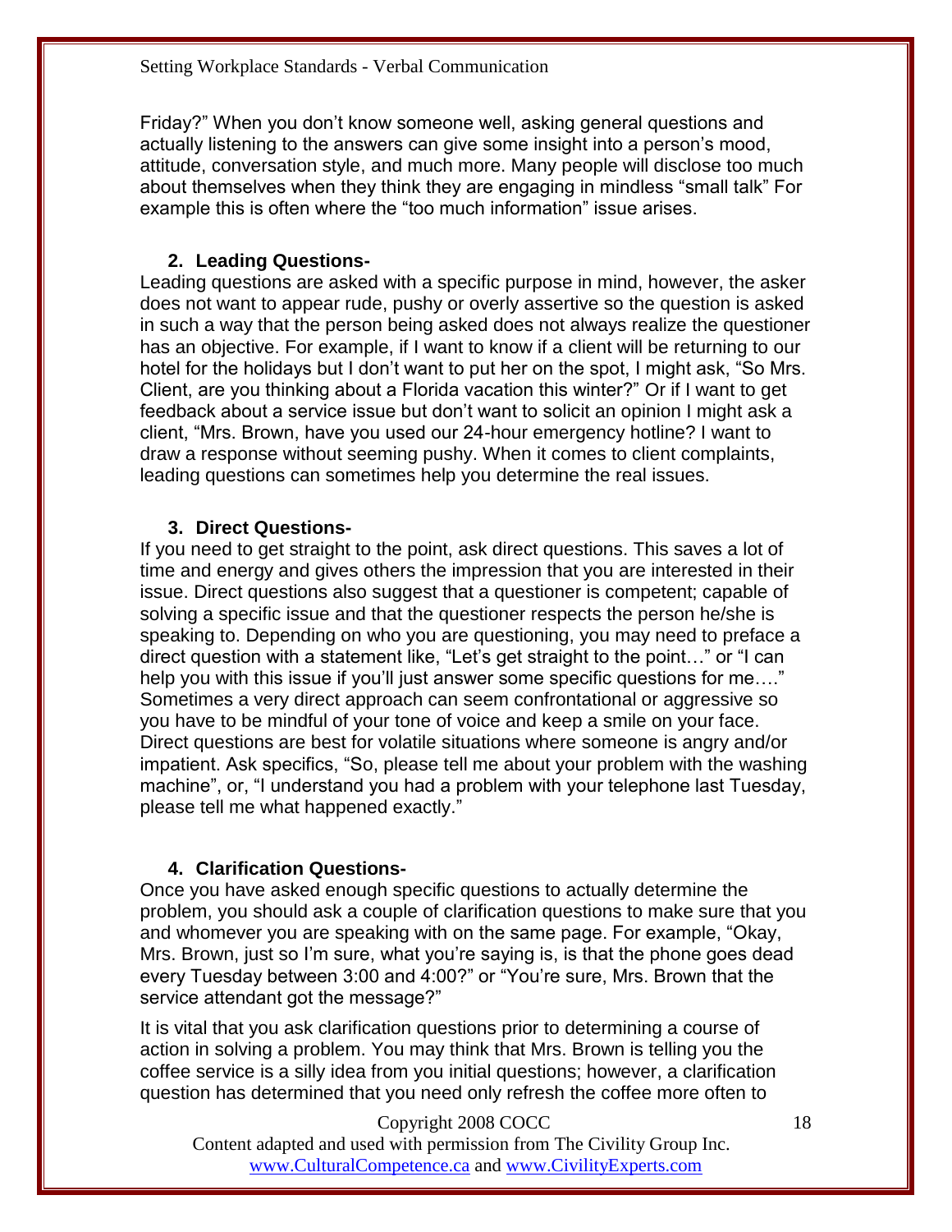Friday?" When you don't know someone well, asking general questions and actually listening to the answers can give some insight into a person's mood, attitude, conversation style, and much more. Many people will disclose too much about themselves when they think they are engaging in mindless "small talk" For example this is often where the "too much information" issue arises.

**2. Leading Questions-**

Leading questions are asked with a specific purpose in mind, however, the asker does not want to appear rude, pushy or overly assertive so the question is asked in such a way that the person being asked does not always realize the questioner has an objective. For example, if I want to know if a client will be returning to our hotel for the holidays but I don't want to put her on the spot, I might ask, "So Mrs. Client, are you thinking about a Florida vacation this winter?" Or if I want to get feedback about a service issue but don't want to solicit an opinion I might ask a client, "Mrs. Brown, have you used our 24-hour emergency hotline? I want to draw a response without seeming pushy. When it comes to client complaints, leading questions can sometimes help you determine the real issues.

**3. Direct Questions-**

If you need to get straight to the point, ask direct questions. This saves a lot of time and energy and gives others the impression that you are interested in their issue. Direct questions also suggest that a questioner is competent; capable of solving a specific issue and that the questioner respects the person he/she is speaking to. Depending on who you are questioning, you may need to preface a direct question with a statement like, "Let's get straight to the point…" or "I can help you with this issue if you'll just answer some specific questions for me…." Sometimes a very direct approach can seem confrontational or aggressive so you have to be mindful of your tone of voice and keep a smile on your face. Direct questions are best for volatile situations where someone is angry and/or impatient. Ask specifics, "So, please tell me about your problem with the washing machine", or, "I understand you had a problem with your telephone last Tuesday, please tell me what happened exactly."

**4. Clarification Questions-**

Once you have asked enough specific questions to actually determine the problem, you should ask a couple of clarification questions to make sure that you and whomever you are speaking with on the same page. For example, "Okay, Mrs. Brown, just so I'm sure, what you're saying is, is that the phone goes dead every Tuesday between 3:00 and 4:00?" or "You're sure, Mrs. Brown that the service attendant got the message?"

It is vital that you ask clarification questions prior to determining a course of action in solving a problem. You may think that Mrs. Brown is telling you the coffee service is a silly idea from you initial questions; however, a clarification question has determined that you need only refresh the coffee more often to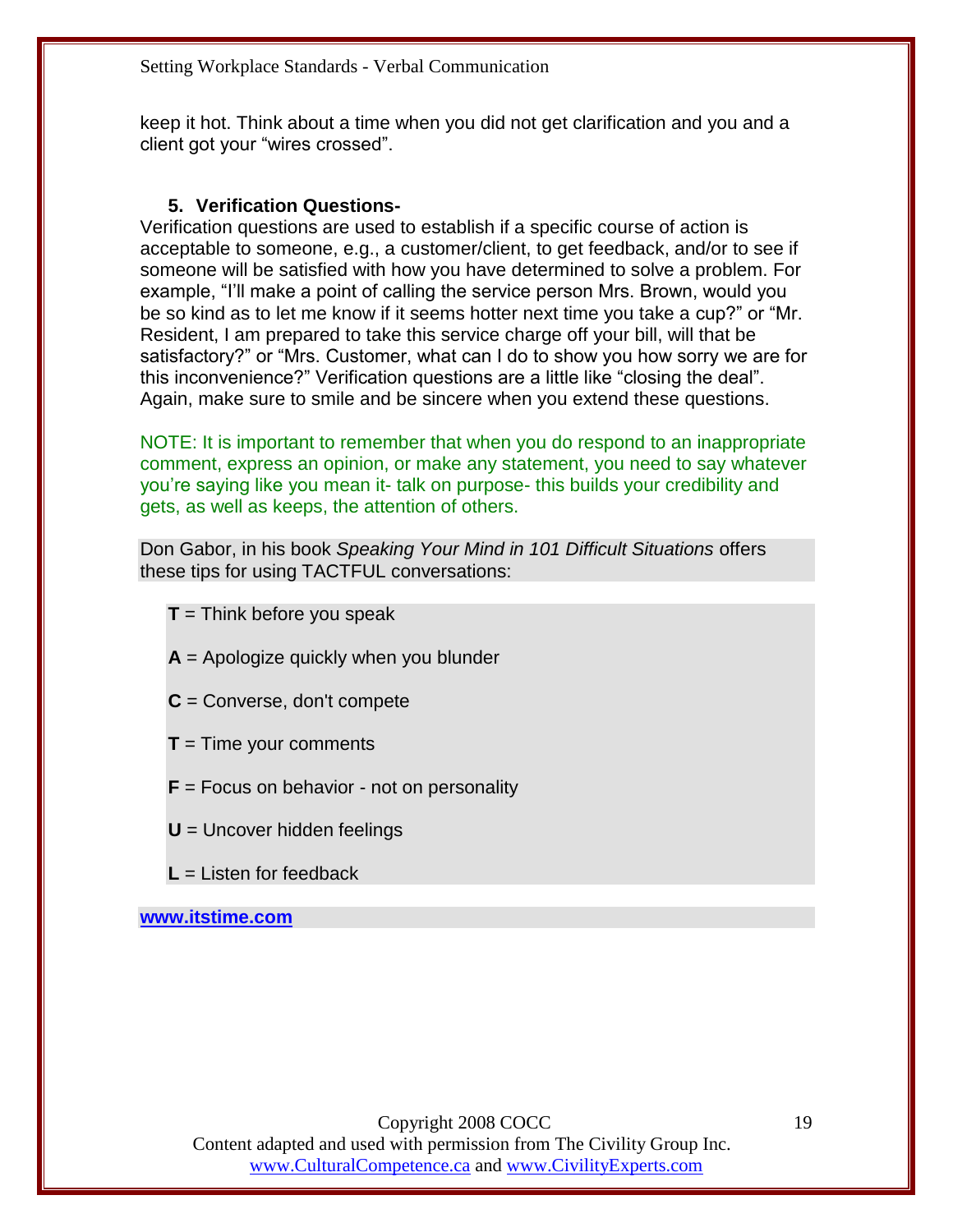keep it hot. Think about a time when you did not get clarification and you and a client got your "wires crossed".

5. **Verification Questions-**

Verification questions are used to establish if a specific course of action is acceptable to someone, e.g., a customer/client, to get feedback, and/or to see if someone will be satisfied with how you have determined to solve a problem. For example, "I'll make a point of calling the service person Mrs. Brown, would you be so kind as to let me know if it seems hotter next time you take a cup?" or "Mr. Resident, I am prepared to take this service charge off your bill, will that be satisfactory?" or "Mrs. Customer, what can I do to show you how sorry we are for this inconvenience?" Verification questions are a little like "closing the deal". Again, make sure to smile and be sincere when you extend these questions.

NOTE: It is important to remember that when you do respond to an inappropriate comment, express an opinion, or make any statement, you need to say whatever you're saying like you mean it- talk on purpose- this builds your credibility and gets, as well as keeps, the attention of others.

Don Gabor, in his book *Speaking Your Mind in 101 Difficult Situations* offers these tips for using TACTFUL conversations:

**T** = Think before you speak

**A** = Apologize quickly when you blunder

**C** = Converse, don't compete

**T** = Time your comments

**F** = Focus on behavior - not on personality

**U** = Uncover hidden feelings

**L** = Listen for feedback

**www.itstime.com**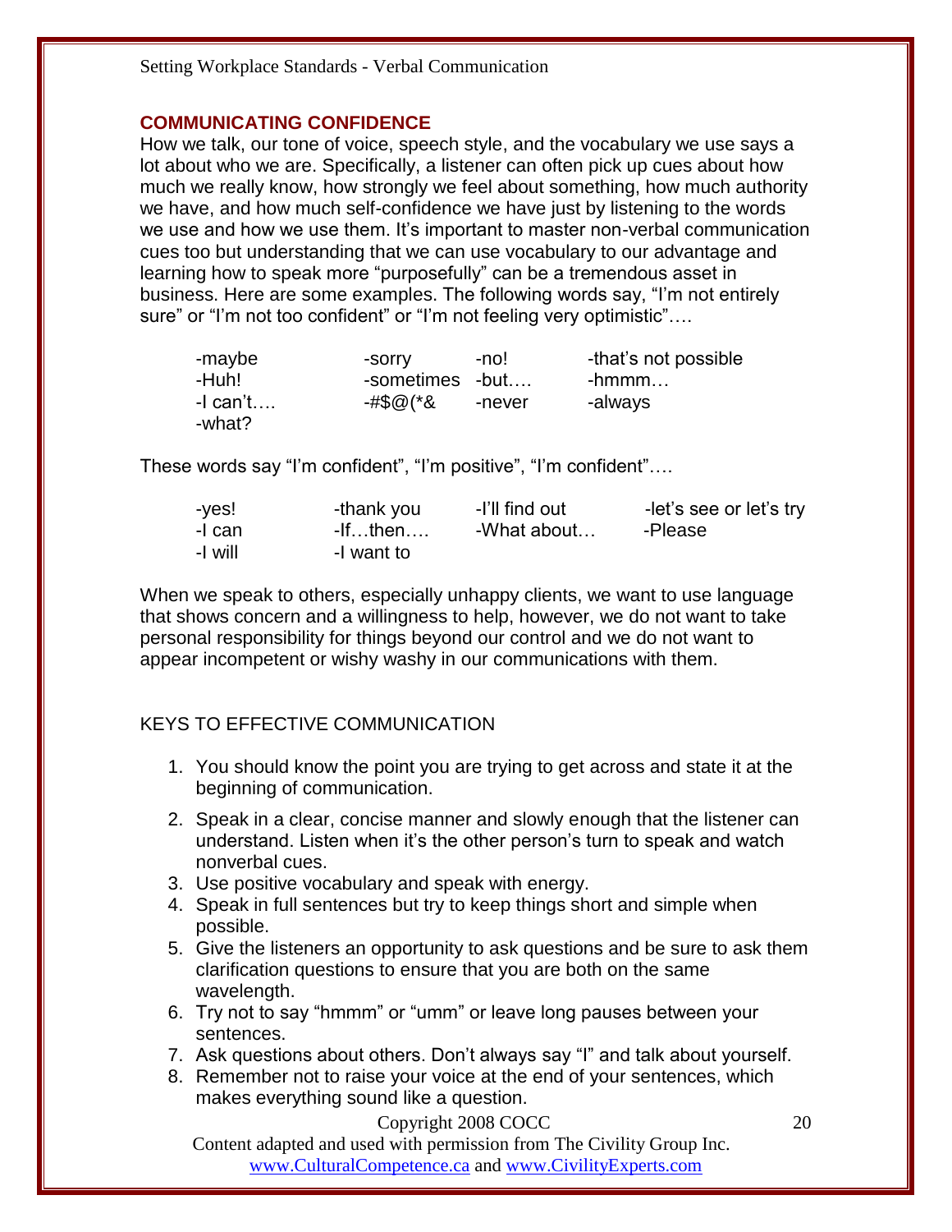## COMMUNICATING CONFIDENCE

How we talk, our tone of voice, speech style, and the vocabulary we use says a lot about who we are. Specifically, a listener can often pick up cues about how much we really know, how strongly we feel about something, how much authority we have, and how much self-confidence we have just by listening to the words we use and how we use them. It's important to master non-verbal communication cues too but understanding that we can use vocabulary to our advantage and learning how to speak more "purposefully" can be a tremendous asset in business. Here are some examples. The following words say, "I'm not entirely sure" or "I'm not too confident" or "I'm not feeling very optimistic"….

| | | | |
|---|---|---|---|
| -maybe | -sorry | -no! | -that's not possible |
| -Huh! | -sometimes | -but…. | -hmmm… |
| -I can't…. | -#$@(*& | -never | -always |
| -what? | | | |

These words say "I'm confident", "I'm positive", "I'm confident"….

| | | | |
|---|---|---|---|
| -yes! | -thank you | -I'll find out | -let's see or let's try |
| -I can | -If…then…. | -What about… | -Please |
| -I will | -I want to | | |

When we speak to others, especially unhappy clients, we want to use language that shows concern and a willingness to help, however, we do not want to take personal responsibility for things beyond our control and we do not want to appear incompetent or wishy washy in our communications with them.

## KEYS TO EFFECTIVE COMMUNICATION

1. You should know the point you are trying to get across and state it at the beginning of communication.
2. Speak in a clear, concise manner and slowly enough that the listener can understand. Listen when it's the other person's turn to speak and watch nonverbal cues.
3. Use positive vocabulary and speak with energy.
4. Speak in full sentences but try to keep things short and simple when possible.
5. Give the listeners an opportunity to ask questions and be sure to ask them clarification questions to ensure that you are both on the same wavelength.
6. Try not to say "hmmm" or "umm" or leave long pauses between your sentences.
7. Ask questions about others. Don't always say "I" and talk about yourself.
8. Remember not to raise your voice at the end of your sentences, which makes everything sound like a question.

Copyright 2008 COCC

Content adapted and used with permission from The Civility Group Inc. www.CulturalCompetence.ca and www.CivilityExperts.com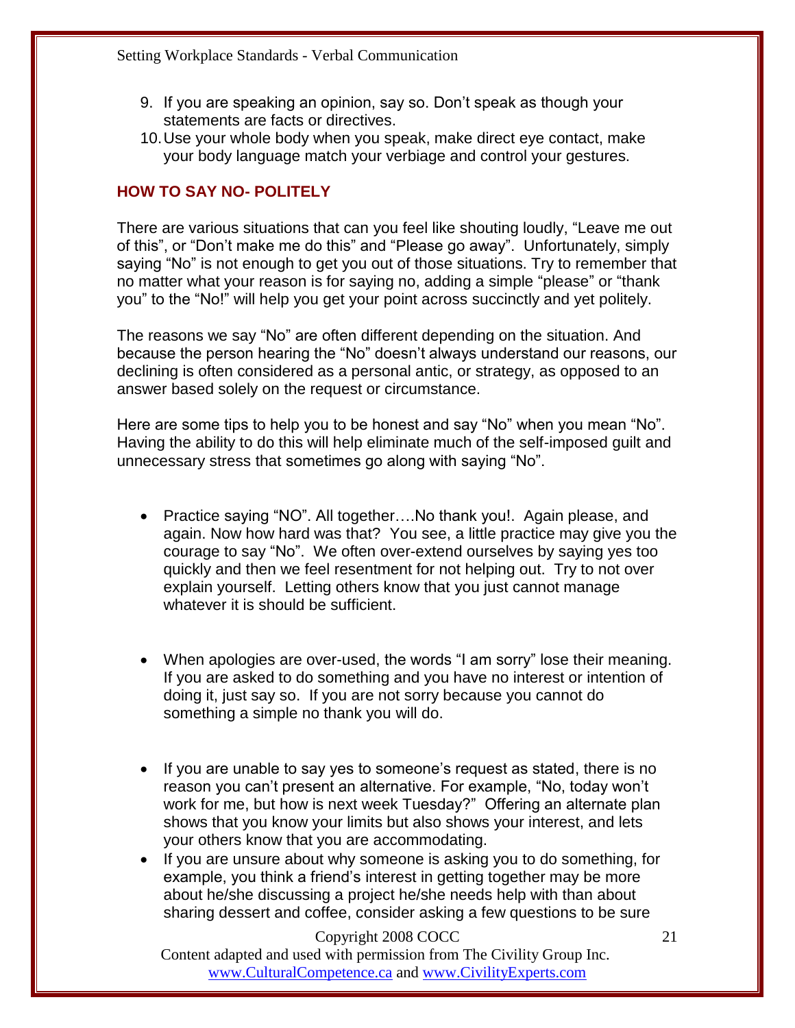9. If you are speaking an opinion, say so. Don't speak as though your statements are facts or directives.
10. Use your whole body when you speak, make direct eye contact, make your body language match your verbiage and control your gestures.

## HOW TO SAY NO- POLITELY

There are various situations that can you feel like shouting loudly, "Leave me out of this", or "Don't make me do this" and "Please go away". Unfortunately, simply saying "No" is not enough to get you out of those situations. Try to remember that no matter what your reason is for saying no, adding a simple "please" or "thank you" to the "No!" will help you get your point across succinctly and yet politely.

The reasons we say "No" are often different depending on the situation. And because the person hearing the "No" doesn't always understand our reasons, our declining is often considered as a personal antic, or strategy, as opposed to an answer based solely on the request or circumstance.

Here are some tips to help you to be honest and say "No" when you mean "No". Having the ability to do this will help eliminate much of the self-imposed guilt and unnecessary stress that sometimes go along with saying "No".

- Practice saying "NO". All together….No thank you!. Again please, and again. Now how hard was that? You see, a little practice may give you the courage to say "No". We often over-extend ourselves by saying yes too quickly and then we feel resentment for not helping out. Try to not over explain yourself. Letting others know that you just cannot manage whatever it is should be sufficient.

- When apologies are over-used, the words "I am sorry" lose their meaning. If you are asked to do something and you have no interest or intention of doing it, just say so. If you are not sorry because you cannot do something a simple no thank you will do.

- If you are unable to say yes to someone's request as stated, there is no reason you can't present an alternative. For example, "No, today won't work for me, but how is next week Tuesday?" Offering an alternate plan shows that you know your limits but also shows your interest, and lets your others know that you are accommodating.
- If you are unsure about why someone is asking you to do something, for example, you think a friend's interest in getting together may be more about he/she discussing a project he/she needs help with than about sharing dessert and coffee, consider asking a few questions to be sure

Copyright 2008 COCC
Content adapted and used with permission from The Civility Group Inc. www.CulturalCompetence.ca and www.CivilityExperts.com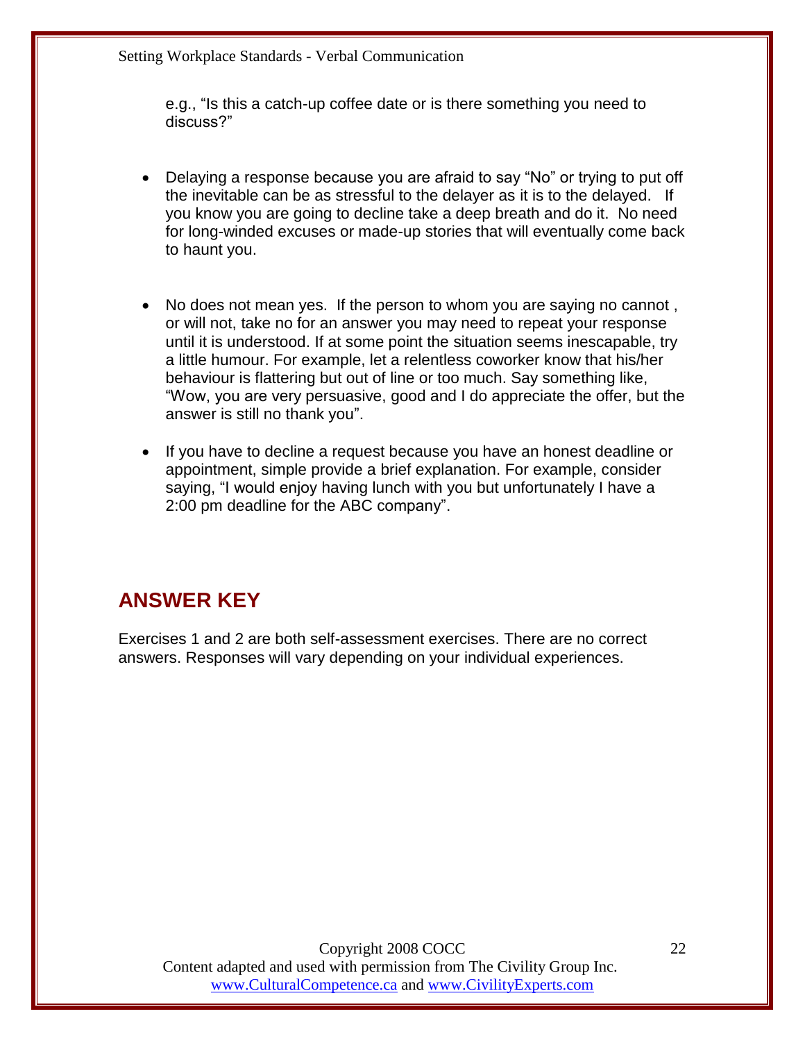e.g., “Is this a catch-up coffee date or is there something you need to discuss?”

- Delaying a response because you are afraid to say “No” or trying to put off the inevitable can be as stressful to the delayer as it is to the delayed. If you know you are going to decline take a deep breath and do it. No need for long-winded excuses or made-up stories that will eventually come back to haunt you.

- No does not mean yes. If the person to whom you are saying no cannot , or will not, take no for an answer you may need to repeat your response until it is understood. If at some point the situation seems inescapable, try a little humour. For example, let a relentless coworker know that his/her behaviour is flattering but out of line or too much. Say something like, “Wow, you are very persuasive, good and I do appreciate the offer, but the answer is still no thank you”.

- If you have to decline a request because you have an honest deadline or appointment, simple provide a brief explanation. For example, consider saying, “I would enjoy having lunch with you but unfortunately I have a 2:00 pm deadline for the ABC company”.

## ANSWER KEY

Exercises 1 and 2 are both self-assessment exercises. There are no correct answers. Responses will vary depending on your individual experiences.